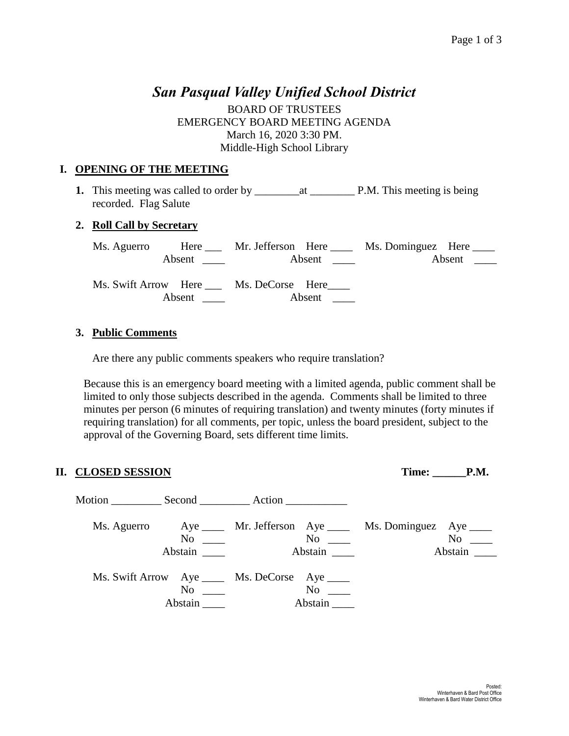# *San Pasqual Valley Unified School District*

BOARD OF TRUSTEES
EMERGENCY BOARD MEETING AGENDA
March 16, 2020 3:30 PM.
Middle-High School Library

## I. OPENING OF THE MEETING

**1.** This meeting was called to order by ________at ________ P.M. This meeting is being recorded. Flag Salute

**2. Roll Call by Secretary**

| | | | | | |
|---|---|---|---|---|---|
| Ms. Aguerro | Here ___ Absent ____ | Mr. Jefferson | Here ____ Absent ____ | Ms. Dominguez | Here ____ Absent ____ |
| Ms. Swift Arrow | Here ___ Absent ____ | Ms. DeCorse | Here____ Absent ____ | | |

**3. Public Comments**

Are there any public comments speakers who require translation?

Because this is an emergency board meeting with a limited agenda, public comment shall be limited to only those subjects described in the agenda. Comments shall be limited to three minutes per person (6 minutes of requiring translation) and twenty minutes (forty minutes if requiring translation) for all comments, per topic, unless the board president, subject to the approval of the Governing Board, sets different time limits.

## II. CLOSED SESSION **Time: ______P.M.**

Motion _________ Second _________ Action ___________

| | | | | | |
|---|---|---|---|---|---|
| Ms. Aguerro | Aye ____ No ____ Abstain ____ | Mr. Jefferson | Aye ____ No ____ Abstain ____ | Ms. Dominguez | Aye ____ No ____ Abstain ____ |
| Ms. Swift Arrow | Aye ____ No ____ Abstain ____ | Ms. DeCorse | Aye ____ No ____ Abstain ____ | | |

Posted:
Winterhaven & Bard Post Office
Winterhaven & Bard Water District Office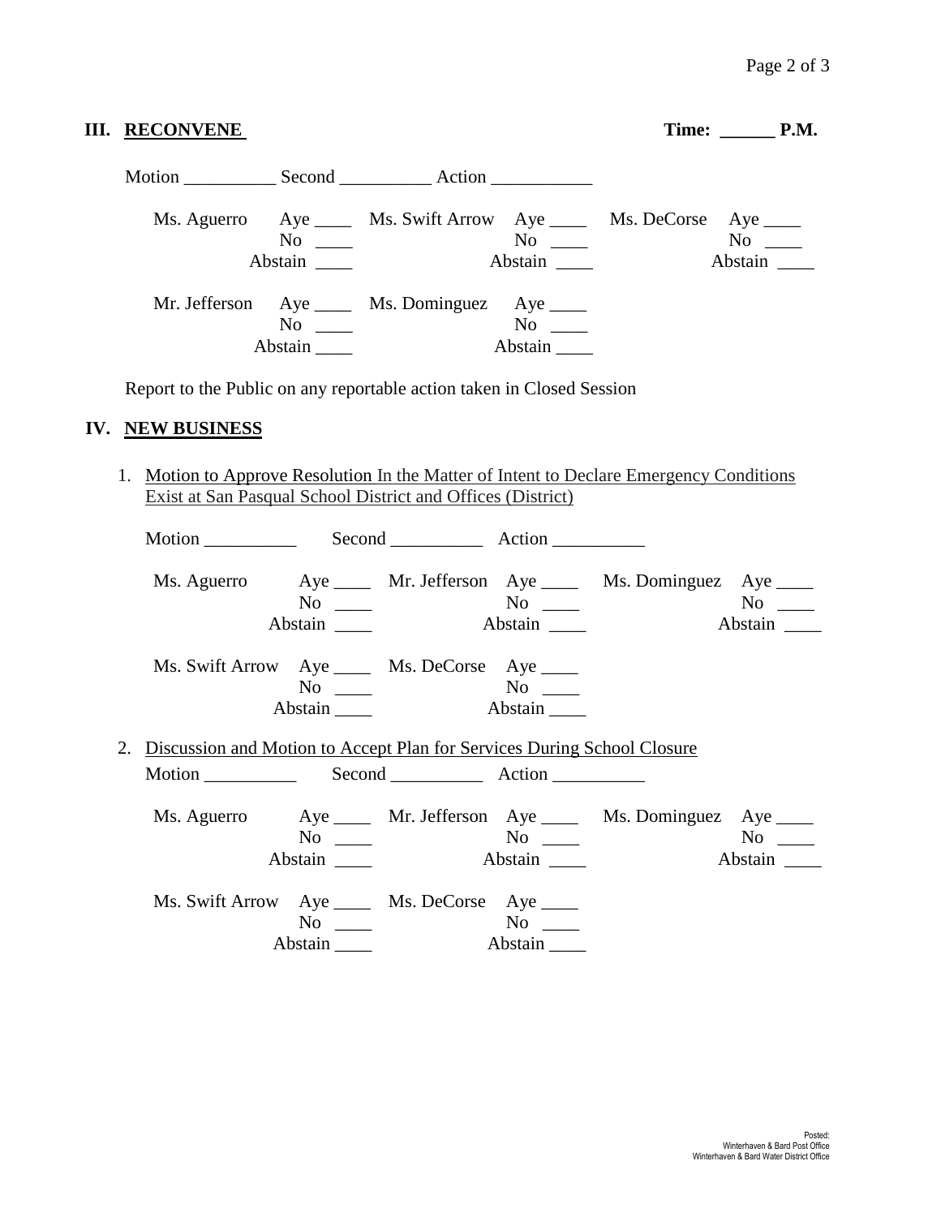## III. RECONVENE

**Time: ______ P.M.**

Motion __________ Second __________ Action ___________

| | | | | | |
|---|---|---|---|---|---|
| Ms. Aguerro | Aye ____ | Ms. Swift Arrow | Aye ____ | Ms. DeCorse | Aye ____ |
| | No ____ | | No ____ | | No ____ |
| | Abstain ____ | | Abstain ____ | | Abstain ____ |
| Mr. Jefferson | Aye ____ | Ms. Dominguez | Aye ____ | | |
| | No ____ | | No ____ | | |
| | Abstain ____ | | Abstain ____ | | |

Report to the Public on any reportable action taken in Closed Session

## IV. NEW BUSINESS

1. Motion to Approve Resolution In the Matter of Intent to Declare Emergency Conditions Exist at San Pasqual School District and Offices (District)

   Motion __________ Second __________ Action __________

| | | | | | |
|---|---|---|---|---|---|
| Ms. Aguerro | Aye ____ | Mr. Jefferson | Aye ____ | Ms. Dominguez | Aye ____ |
| | No ____ | | No ____ | | No ____ |
| | Abstain ____ | | Abstain ____ | | Abstain ____ |
| Ms. Swift Arrow | Aye ____ | Ms. DeCorse | Aye ____ | | |
| | No ____ | | No ____ | | |
| | Abstain ____ | | Abstain ____ | | |

2. Discussion and Motion to Accept Plan for Services During School Closure

   Motion __________ Second __________ Action __________

| | | | | | |
|---|---|---|---|---|---|
| Ms. Aguerro | Aye ____ | Mr. Jefferson | Aye ____ | Ms. Dominguez | Aye ____ |
| | No ____ | | No ____ | | No ____ |
| | Abstain ____ | | Abstain ____ | | Abstain ____ |
| Ms. Swift Arrow | Aye ____ | Ms. DeCorse | Aye ____ | | |
| | No ____ | | No ____ | | |
| | Abstain ____ | | Abstain ____ | | |

Posted:
Winterhaven & Bard Post Office
Winterhaven & Bard Water District Office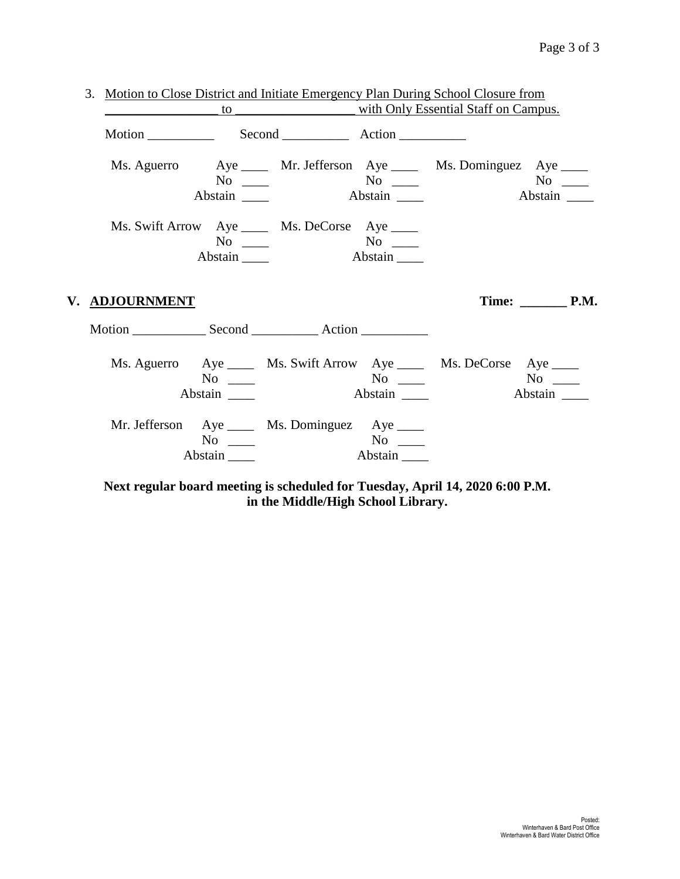3. Motion to Close District and Initiate Emergency Plan During School Closure from \_\_\_\_\_\_\_\_\_\_\_\_\_\_\_\_\_ to \_\_\_\_\_\_\_\_\_\_\_\_\_\_\_\_\_\_ with Only Essential Staff on Campus.

Motion __________ Second __________ Action __________

| | | | | | |
|---|---|---|---|---|---|
| Ms. Aguerro | Aye ____ | Mr. Jefferson | Aye ____ | Ms. Dominguez | Aye ____ |
| | No ____ | | No ____ | | No ____ |
| | Abstain ____ | | Abstain ____ | | Abstain ____ |
| Ms. Swift Arrow | Aye ____ | Ms. DeCorse | Aye ____ | | |
| | No ____ | | No ____ | | |
| | Abstain ____ | | Abstain ____ | | |

## V. ADJOURNMENT

**Time: _______ P.M.**

Motion ___________ Second __________ Action __________

| | | | | | |
|---|---|---|---|---|---|
| Ms. Aguerro | Aye ____ | Ms. Swift Arrow | Aye ____ | Ms. DeCorse | Aye ____ |
| | No ____ | | No ____ | | No ____ |
| | Abstain ____ | | Abstain ____ | | Abstain ____ |
| Mr. Jefferson | Aye ____ | Ms. Dominguez | Aye ____ | | |
| | No ____ | | No ____ | | |
| | Abstain ____ | | Abstain ____ | | |

**Next regular board meeting is scheduled for Tuesday, April 14, 2020 6:00 P.M. in the Middle/High School Library.**

Posted:
Winterhaven & Bard Post Office
Winterhaven & Bard Water District Office